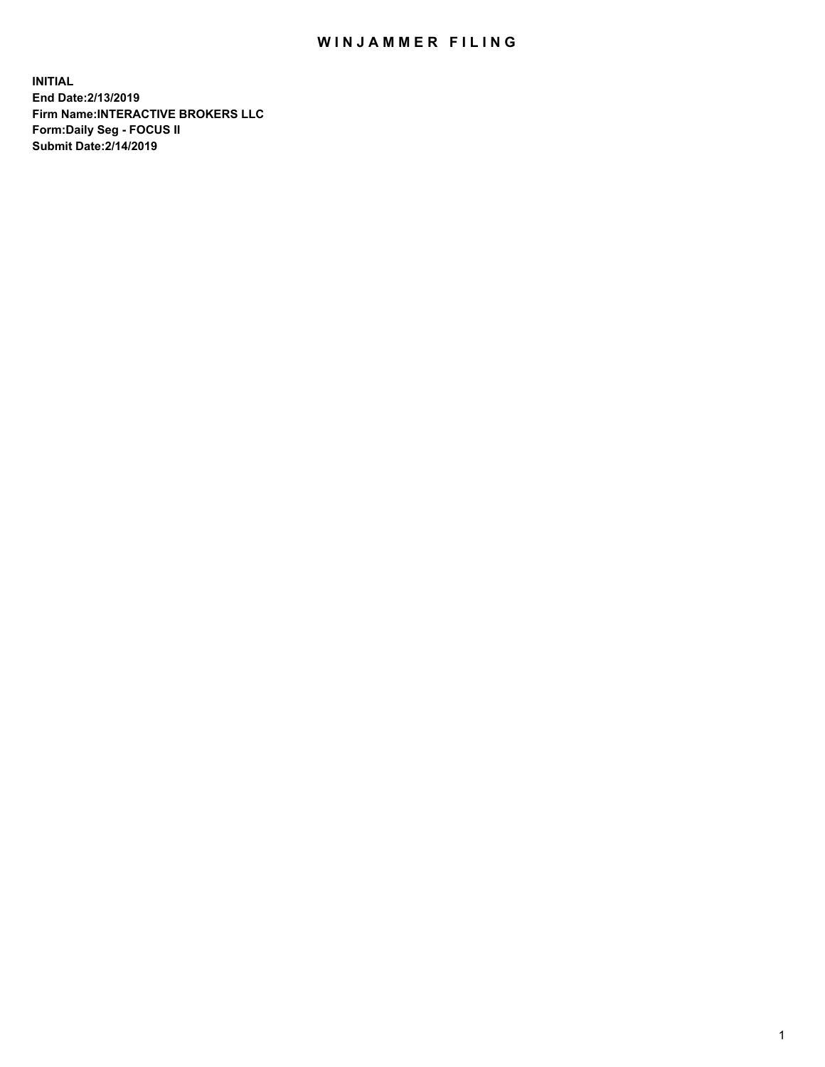# WINJAMMER FILING

**INITIAL**
**End Date:2/13/2019**
**Firm Name:INTERACTIVE BROKERS LLC**
**Form:Daily Seg - FOCUS II**
**Submit Date:2/14/2019**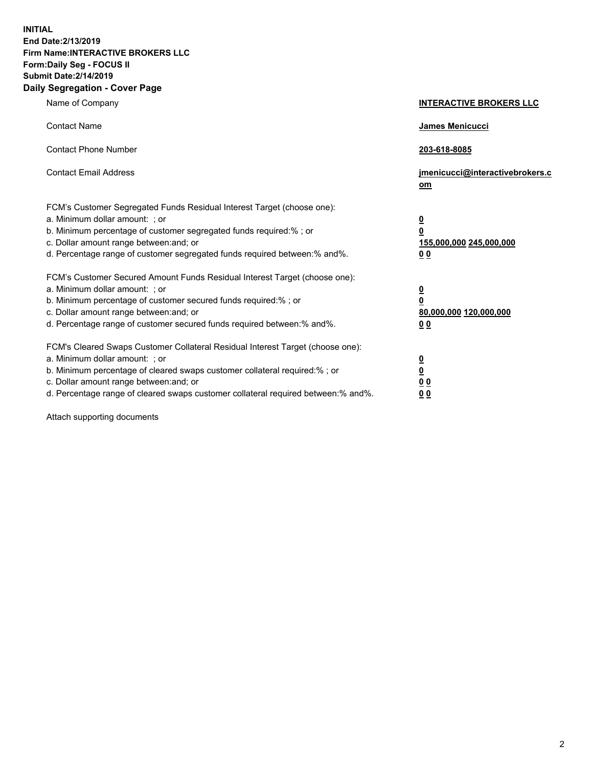**INITIAL**
**End Date:2/13/2019**
**Firm Name:INTERACTIVE BROKERS LLC**
**Form:Daily Seg - FOCUS II**
**Submit Date:2/14/2019**

## Daily Segregation - Cover Page

| | |
|---|---|
| Name of Company | **INTERACTIVE BROKERS LLC** |
| Contact Name | **James Menicucci** |
| Contact Phone Number | **203-618-8085** |
| Contact Email Address | **jmenicucci@interactivebrokers.com** |

FCM's Customer Segregated Funds Residual Interest Target (choose one):

| | |
|---|---|
| a. Minimum dollar amount: ; or | **0** |
| b. Minimum percentage of customer segregated funds required:% ; or | **0** |
| c. Dollar amount range between:and; or | **155,000,000 245,000,000** |
| d. Percentage range of customer segregated funds required between:% and%. | **0 0** |

FCM's Customer Secured Amount Funds Residual Interest Target (choose one):

| | |
|---|---|
| a. Minimum dollar amount: ; or | **0** |
| b. Minimum percentage of customer secured funds required:% ; or | **0** |
| c. Dollar amount range between:and; or | **80,000,000 120,000,000** |
| d. Percentage range of customer secured funds required between:% and%. | **0 0** |

FCM's Cleared Swaps Customer Collateral Residual Interest Target (choose one):

| | |
|---|---|
| a. Minimum dollar amount: ; or | **0** |
| b. Minimum percentage of cleared swaps customer collateral required:% ; or | **0** |
| c. Dollar amount range between:and; or | **0 0** |
| d. Percentage range of cleared swaps customer collateral required between:% and%. | **0 0** |

Attach supporting documents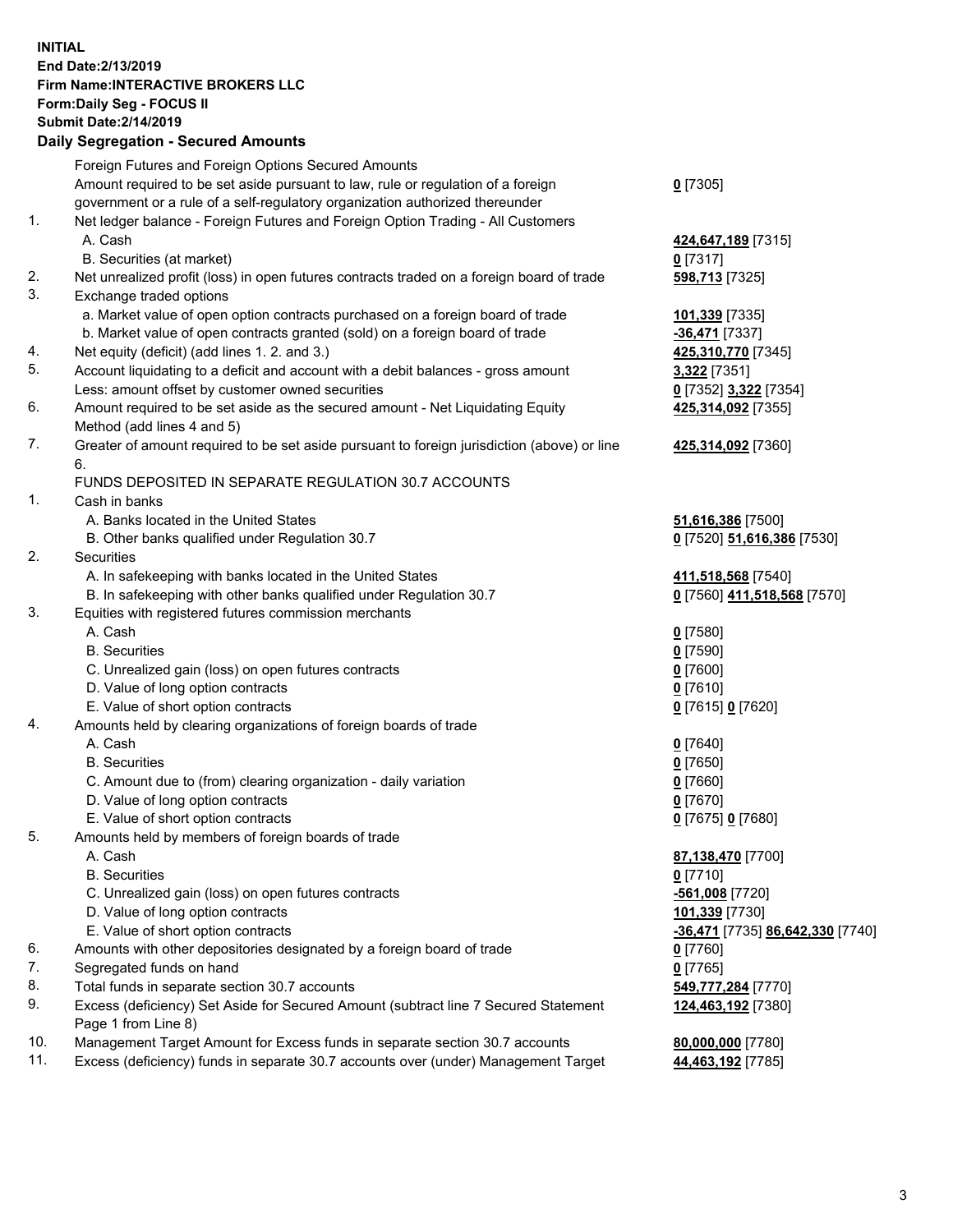**INITIAL**
**End Date:2/13/2019**
**Firm Name:INTERACTIVE BROKERS LLC**
**Form:Daily Seg - FOCUS II**
**Submit Date:2/14/2019**

## Daily Segregation - Secured Amounts

| | | |
|---|---|---|
| | Foreign Futures and Foreign Options Secured Amounts | |
| | Amount required to be set aside pursuant to law, rule or regulation of a foreign government or a rule of a self-regulatory organization authorized thereunder | **0** [7305] |
| 1. | Net ledger balance - Foreign Futures and Foreign Option Trading - All Customers | |
| | A. Cash | **424,647,189** [7315] |
| | B. Securities (at market) | **0** [7317] |
| 2. | Net unrealized profit (loss) in open futures contracts traded on a foreign board of trade | **598,713** [7325] |
| 3. | Exchange traded options | |
| | a. Market value of open option contracts purchased on a foreign board of trade | **101,339** [7335] |
| | b. Market value of open contracts granted (sold) on a foreign board of trade | **-36,471** [7337] |
| 4. | Net equity (deficit) (add lines 1. 2. and 3.) | **425,310,770** [7345] |
| 5. | Account liquidating to a deficit and account with a debit balances - gross amount | **3,322** [7351] |
| | Less: amount offset by customer owned securities | **0** [7352] **3,322** [7354] |
| 6. | Amount required to be set aside as the secured amount - Net Liquidating Equity Method (add lines 4 and 5) | **425,314,092** [7355] |
| 7. | Greater of amount required to be set aside pursuant to foreign jurisdiction (above) or line 6. | **425,314,092** [7360] |
| | FUNDS DEPOSITED IN SEPARATE REGULATION 30.7 ACCOUNTS | |
| 1. | Cash in banks | |
| | A. Banks located in the United States | **51,616,386** [7500] |
| | B. Other banks qualified under Regulation 30.7 | **0** [7520] **51,616,386** [7530] |
| 2. | Securities | |
| | A. In safekeeping with banks located in the United States | **411,518,568** [7540] |
| | B. In safekeeping with other banks qualified under Regulation 30.7 | **0** [7560] **411,518,568** [7570] |
| 3. | Equities with registered futures commission merchants | |
| | A. Cash | **0** [7580] |
| | B. Securities | **0** [7590] |
| | C. Unrealized gain (loss) on open futures contracts | **0** [7600] |
| | D. Value of long option contracts | **0** [7610] |
| | E. Value of short option contracts | **0** [7615] **0** [7620] |
| 4. | Amounts held by clearing organizations of foreign boards of trade | |
| | A. Cash | **0** [7640] |
| | B. Securities | **0** [7650] |
| | C. Amount due to (from) clearing organization - daily variation | **0** [7660] |
| | D. Value of long option contracts | **0** [7670] |
| | E. Value of short option contracts | **0** [7675] **0** [7680] |
| 5. | Amounts held by members of foreign boards of trade | |
| | A. Cash | **87,138,470** [7700] |
| | B. Securities | **0** [7710] |
| | C. Unrealized gain (loss) on open futures contracts | **-561,008** [7720] |
| | D. Value of long option contracts | **101,339** [7730] |
| | E. Value of short option contracts | **-36,471** [7735] **86,642,330** [7740] |
| 6. | Amounts with other depositories designated by a foreign board of trade | **0** [7760] |
| 7. | Segregated funds on hand | **0** [7765] |
| 8. | Total funds in separate section 30.7 accounts | **549,777,284** [7770] |
| 9. | Excess (deficiency) Set Aside for Secured Amount (subtract line 7 Secured Statement Page 1 from Line 8) | **124,463,192** [7380] |
| 10. | Management Target Amount for Excess funds in separate section 30.7 accounts | **80,000,000** [7780] |
| 11. | Excess (deficiency) funds in separate 30.7 accounts over (under) Management Target | **44,463,192** [7785] |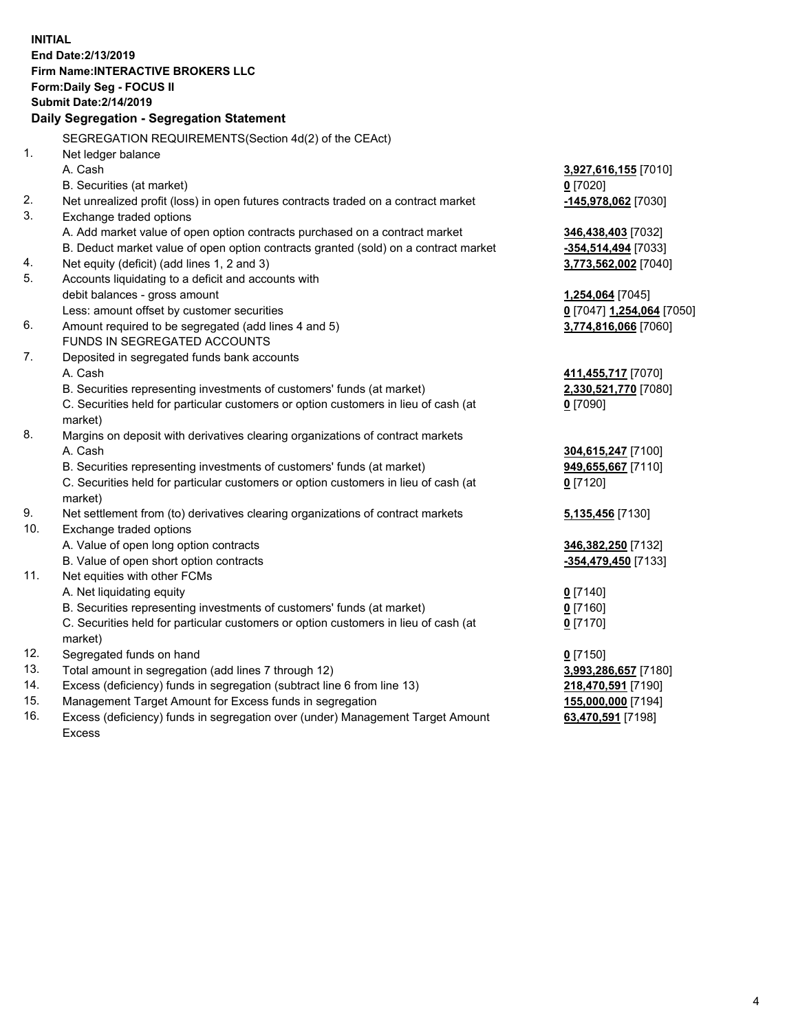**INITIAL**
**End Date:2/13/2019**
**Firm Name:INTERACTIVE BROKERS LLC**
**Form:Daily Seg - FOCUS II**
**Submit Date:2/14/2019**

## Daily Segregation - Segregation Statement

SEGREGATION REQUIREMENTS(Section 4d(2) of the CEAct)

| | | |
|---|---|---|
| 1. | Net ledger balance | |
| | A. Cash | **3,927,616,155** [7010] |
| | B. Securities (at market) | **0** [7020] |
| 2. | Net unrealized profit (loss) in open futures contracts traded on a contract market | **-145,978,062** [7030] |
| 3. | Exchange traded options | |
| | A. Add market value of open option contracts purchased on a contract market | **346,438,403** [7032] |
| | B. Deduct market value of open option contracts granted (sold) on a contract market | **-354,514,494** [7033] |
| 4. | Net equity (deficit) (add lines 1, 2 and 3) | **3,773,562,002** [7040] |
| 5. | Accounts liquidating to a deficit and accounts with | |
| | debit balances - gross amount | **1,254,064** [7045] |
| | Less: amount offset by customer securities | **0** [7047] **1,254,064** [7050] |
| 6. | Amount required to be segregated (add lines 4 and 5) | **3,774,816,066** [7060] |
| | FUNDS IN SEGREGATED ACCOUNTS | |
| 7. | Deposited in segregated funds bank accounts | |
| | A. Cash | **411,455,717** [7070] |
| | B. Securities representing investments of customers' funds (at market) | **2,330,521,770** [7080] |
| | C. Securities held for particular customers or option customers in lieu of cash (at market) | **0** [7090] |
| 8. | Margins on deposit with derivatives clearing organizations of contract markets | |
| | A. Cash | **304,615,247** [7100] |
| | B. Securities representing investments of customers' funds (at market) | **949,655,667** [7110] |
| | C. Securities held for particular customers or option customers in lieu of cash (at market) | **0** [7120] |
| 9. | Net settlement from (to) derivatives clearing organizations of contract markets | **5,135,456** [7130] |
| 10. | Exchange traded options | |
| | A. Value of open long option contracts | **346,382,250** [7132] |
| | B. Value of open short option contracts | **-354,479,450** [7133] |
| 11. | Net equities with other FCMs | |
| | A. Net liquidating equity | **0** [7140] |
| | B. Securities representing investments of customers' funds (at market) | **0** [7160] |
| | C. Securities held for particular customers or option customers in lieu of cash (at market) | **0** [7170] |
| 12. | Segregated funds on hand | **0** [7150] |
| 13. | Total amount in segregation (add lines 7 through 12) | **3,993,286,657** [7180] |
| 14. | Excess (deficiency) funds in segregation (subtract line 6 from line 13) | **218,470,591** [7190] |
| 15. | Management Target Amount for Excess funds in segregation | **155,000,000** [7194] |
| 16. | Excess (deficiency) funds in segregation over (under) Management Target Amount Excess | **63,470,591** [7198] |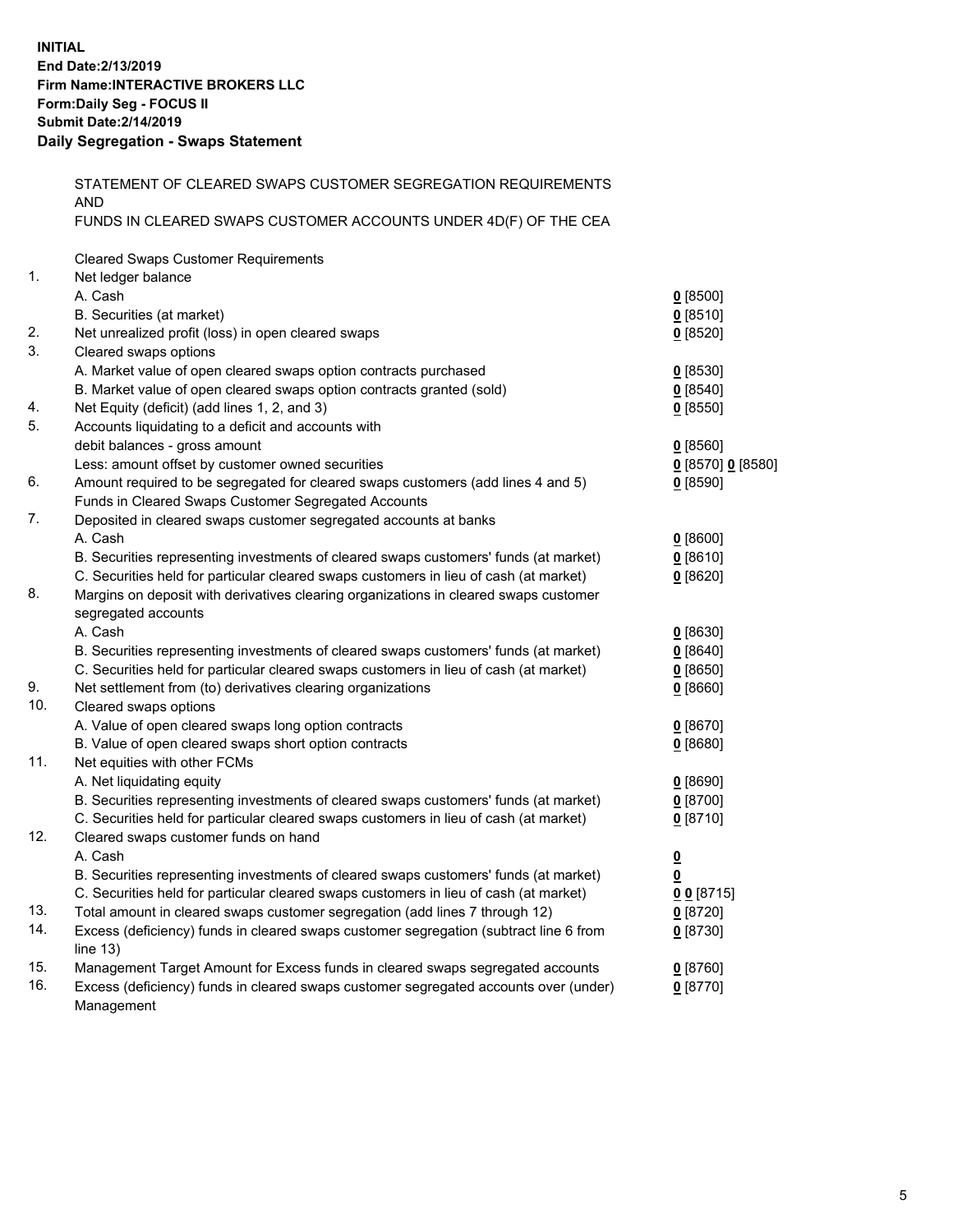**INITIAL**
**End Date:2/13/2019**
**Firm Name:INTERACTIVE BROKERS LLC**
**Form:Daily Seg - FOCUS II**
**Submit Date:2/14/2019**
**Daily Segregation - Swaps Statement**

STATEMENT OF CLEARED SWAPS CUSTOMER SEGREGATION REQUIREMENTS AND FUNDS IN CLEARED SWAPS CUSTOMER ACCOUNTS UNDER 4D(F) OF THE CEA

| | | |
|---|---|---|
| | Cleared Swaps Customer Requirements | |
| 1. | Net ledger balance | |
| | A. Cash | 0 [8500] |
| | B. Securities (at market) | 0 [8510] |
| 2. | Net unrealized profit (loss) in open cleared swaps | 0 [8520] |
| 3. | Cleared swaps options | |
| | A. Market value of open cleared swaps option contracts purchased | 0 [8530] |
| | B. Market value of open cleared swaps option contracts granted (sold) | 0 [8540] |
| 4. | Net Equity (deficit) (add lines 1, 2, and 3) | 0 [8550] |
| 5. | Accounts liquidating to a deficit and accounts with debit balances - gross amount | 0 [8560] |
| | Less: amount offset by customer owned securities | 0 [8570] 0 [8580] |
| 6. | Amount required to be segregated for cleared swaps customers (add lines 4 and 5) | 0 [8590] |
| | Funds in Cleared Swaps Customer Segregated Accounts | |
| 7. | Deposited in cleared swaps customer segregated accounts at banks | |
| | A. Cash | 0 [8600] |
| | B. Securities representing investments of cleared swaps customers' funds (at market) | 0 [8610] |
| | C. Securities held for particular cleared swaps customers in lieu of cash (at market) | 0 [8620] |
| 8. | Margins on deposit with derivatives clearing organizations in cleared swaps customer segregated accounts | |
| | A. Cash | 0 [8630] |
| | B. Securities representing investments of cleared swaps customers' funds (at market) | 0 [8640] |
| | C. Securities held for particular cleared swaps customers in lieu of cash (at market) | 0 [8650] |
| 9. | Net settlement from (to) derivatives clearing organizations | 0 [8660] |
| 10. | Cleared swaps options | |
| | A. Value of open cleared swaps long option contracts | 0 [8670] |
| | B. Value of open cleared swaps short option contracts | 0 [8680] |
| 11. | Net equities with other FCMs | |
| | A. Net liquidating equity | 0 [8690] |
| | B. Securities representing investments of cleared swaps customers' funds (at market) | 0 [8700] |
| | C. Securities held for particular cleared swaps customers in lieu of cash (at market) | 0 [8710] |
| 12. | Cleared swaps customer funds on hand | |
| | A. Cash | 0 |
| | B. Securities representing investments of cleared swaps customers' funds (at market) | 0 |
| | C. Securities held for particular cleared swaps customers in lieu of cash (at market) | 0 0 [8715] |
| 13. | Total amount in cleared swaps customer segregation (add lines 7 through 12) | 0 [8720] |
| 14. | Excess (deficiency) funds in cleared swaps customer segregation (subtract line 6 from line 13) | 0 [8730] |
| 15. | Management Target Amount for Excess funds in cleared swaps segregated accounts | 0 [8760] |
| 16. | Excess (deficiency) funds in cleared swaps customer segregated accounts over (under) Management | 0 [8770] |